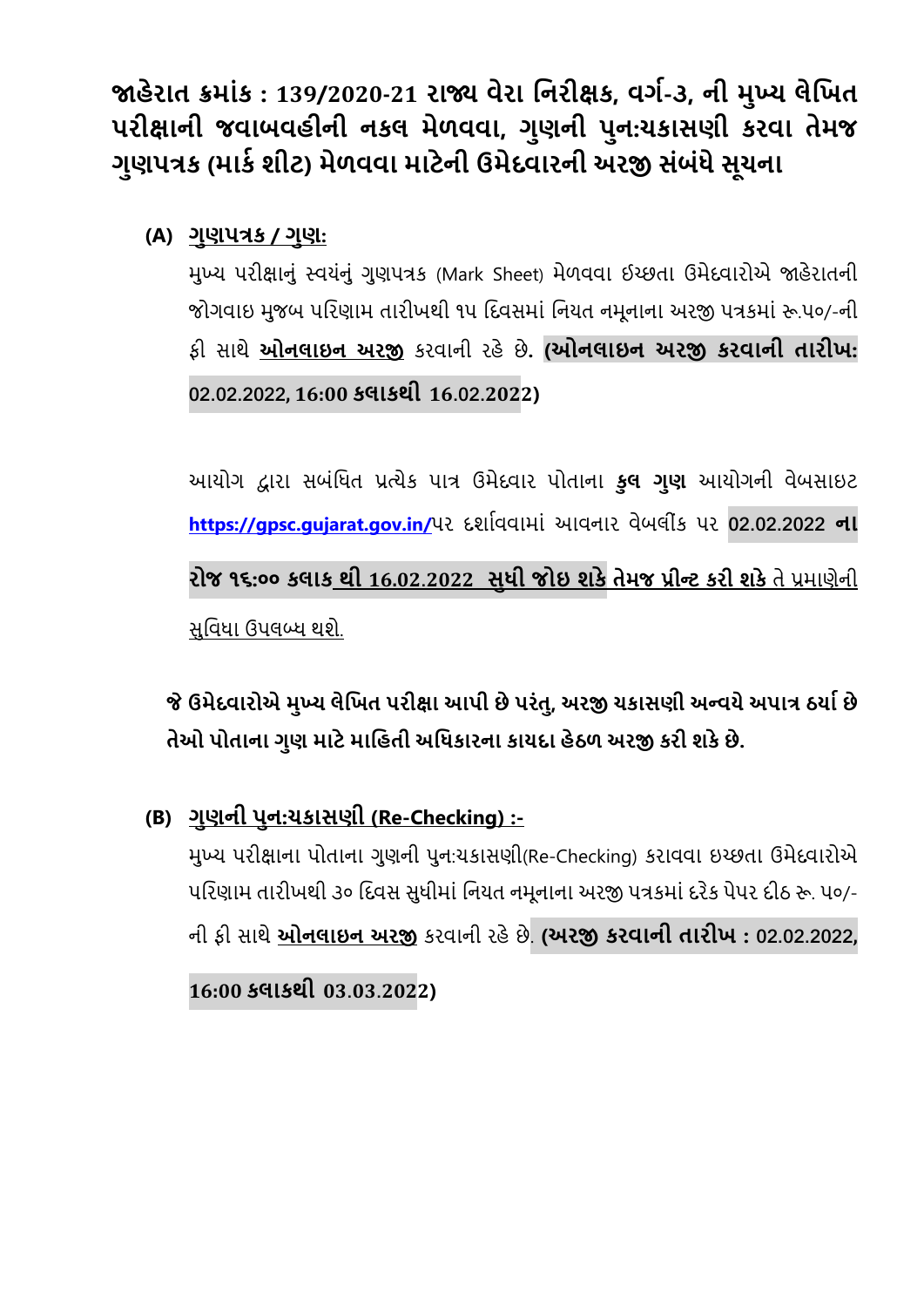# જાહેરાત ક્રમાંક : 139/2020-21 રાજ્ય વેરા નિરીક્ષક, વર્ગ-૩, ની મુખ્ય લેખિત પરીક્ષાની જવાબવહીની નકલ મેળવવા, ગુણની પુન:ચકાસણી કરવા તેમજ ગુણપત્રક (માર્ક શીટ) મેળવવા માટેની ઉમેદવારની અરજી સંબંધે સૂચના

**(A) ગુણપત્રક / ગુણ:**

મુખ્ય પરીક્ષાનું સ્વયંનું ગુણપત્રક (Mark Sheet) મેળવવા ઇચ્છતા ઉમેદવારોએ જાહેરાતની જોગવાઇ મુજબ પરિણામ તારીખથી ૧૫ દિવસમાં નિયત નમૂનાના અરજી પત્રકમાં રૂ.૫૦/-ની ફી સાથે **ઓનલાઇન અરજી** કરવાની રહે છે. **(ઓનલાઇન અરજી કરવાની તારીખ: 02.02.2022, 16:00 કલાકથી 16.02.2022)**

આયોગ દ્વારા સબંધિત પ્રત્યેક પાત્ર ઉમેદવાર પોતાના **કુલ ગુણ** આયોગની વેબસાઇટ https://gpsc.gujarat.gov.in/ પર દર્શાવવામાં આવનાર વેબલીંક પર **02.02.2022 ના રોજ ૧૬:૦૦ કલાક થી 16.02.2022 સુધી જોઇ શકે તેમજ પ્રીન્ટ કરી શકે** તે પ્રમાણેની સુવિધા ઉપલબ્ધ થશે.

**જે ઉમેદવારોએ મુખ્ય લેખિત પરીક્ષા આપી છે પરંતુ, અરજી ચકાસણી અન્વયે અપાત્ર ઠર્યા છે તેઓ પોતાના ગુણ માટે માહિતી અધિકારના કાયદા હેઠળ અરજી કરી શકે છે.**

**(B) ગુણની પુન:ચકાસણી (Re-Checking) :-**

મુખ્ય પરીક્ષાના પોતાના ગુણની પુન:ચકાસણી(Re-Checking) કરાવવા ઇચ્છતા ઉમેદવારોએ પરિણામ તારીખથી ૩૦ દિવસ સુધીમાં નિયત નમૂનાના અરજી પત્રકમાં દરેક પેપર દીઠ રૂ. ૫૦/- ની ફી સાથે **ઓનલાઇન અરજી** કરવાની રહે છે. **(અરજી કરવાની તારીખ : 02.02.2022, 16:00 કલાકથી 03.03.2022)**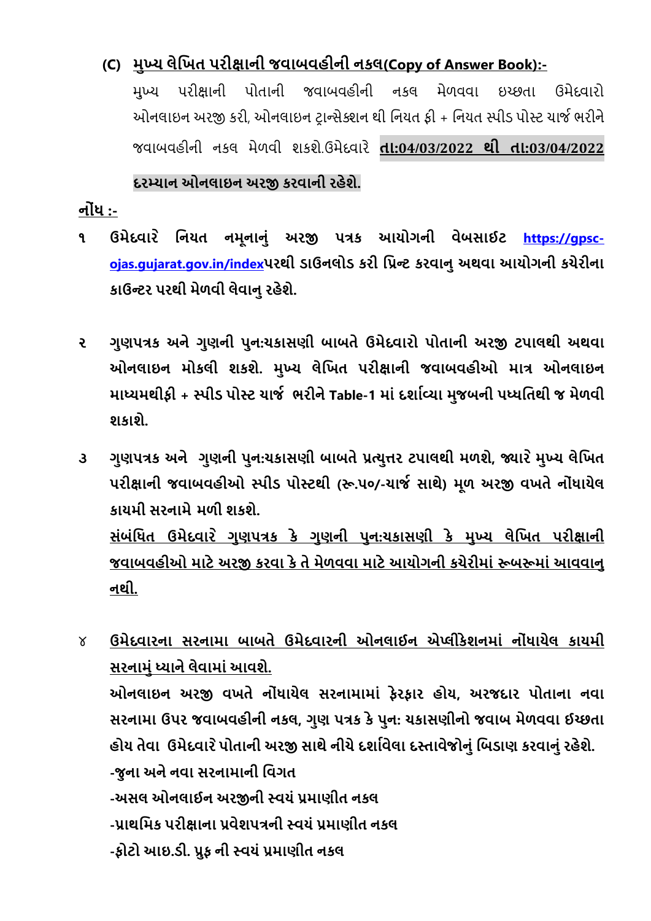### (C) <u>મુખ્ય લેખિત પરીક્ષાની જવાબવહીની નકલ(Copy of Answer Book):-</u>

મુખ્ય પરીક્ષાની પોતાની જવાબવહીની નકલ મેળવવા ઇચ્છતા ઉમેદવારો ઓનલાઇન અરજી કરી, ઓનલાઇન ટ્રાન્સેક્શન થી નિયત ફી + નિયત સ્પીડ પોસ્ટ ચાર્જ ભરીને જવાબવહીની નકલ મેળવી શકશે.ઉમેદવારે **<u>તા:04/03/2022 થી તા:03/04/2022</u> દરમ્યાન ઓનલાઇન અરજી કરવાની રહેશે.**

**<u>નોંધ :-</u>**

**૧** **ઉમેદવારે નિયત નમૂનાનું અરજી પત્રક આયોગની વેબસાઇટ <u>https://gpsc-ojas.gujarat.gov.in/index</u>પરથી ડાઉનલોડ કરી પ્રિન્ટ કરવાનુ અથવા આયોગની કચેરીના કાઉન્ટર પરથી મેળવી લેવાનુ રહેશે.**

**૨** **ગુણપત્રક અને ગુણની પુન:ચકાસણી બાબતે ઉમેદવારો પોતાની અરજી ટપાલથી અથવા ઓનલાઇન મોકલી શકશે. મુખ્ય લેખિત પરીક્ષાની જવાબવહીઓ માત્ર ઓનલાઇન માધ્યમથીફી + સ્પીડ પોસ્ટ ચાર્જ ભરીને Table-1 માં દર્શાવ્યા મુજબની પધ્ધતિથી જ મેળવી શકાશે.**

**૩** **ગુણપત્રક અને ગુણની પુન:ચકાસણી બાબતે પ્રત્યુત્તર ટપાલથી મળશે, જ્યારે મુખ્ય લેખિત પરીક્ષાની જવાબવહીઓ સ્પીડ પોસ્ટથી (રૂ.૫૦/-ચાર્જ સાથે) મૂળ અરજી વખતે નોંધાયેલ કાયમી સરનામે મળી શકશે.**

**<u>સંબંધિત ઉમેદવારે ગુણપત્રક કે ગુણની પુન:ચકાસણી કે મુખ્ય લેખિત પરીક્ષાની જવાબવહીઓ માટે અરજી કરવા કે તે મેળવવા માટે આયોગની કચેરીમાં રૂબરૂમાં આવવાનુ નથી.</u>**

**૪** **<u>ઉમેદવારના સરનામા બાબતે ઉમેદવારની ઓનલાઈન એપ્લીકેશનમાં નોંધાયેલ કાયમી સરનામું ધ્યાને લેવામાં આવશે.</u>**

**ઓનલાઇન અરજી વખતે નોંધાયેલ સરનામામાં ફેરફાર હોય, અરજદાર પોતાના નવા સરનામા ઉપર જવાબવહીની નકલ, ગુણ પત્રક કે પુન: ચકાસણીનો જવાબ મેળવવા ઈચ્છતા હોય તેવા ઉમેદવારે પોતાની અરજી સાથે નીચે દર્શાવેલા દસ્તાવેજોનું બિડાણ કરવાનું રહેશે.**

**-જુના અને નવા સરનામાની વિગત**

**-અસલ ઓનલાઈન અરજીની સ્વયં પ્રમાણીત નકલ**

**-પ્રાથમિક પરીક્ષાના પ્રવેશપત્રની સ્વયં પ્રમાણીત નકલ**

**-ફોટો આઇ.ડી. પ્રુફ ની સ્વયં પ્રમાણીત નકલ**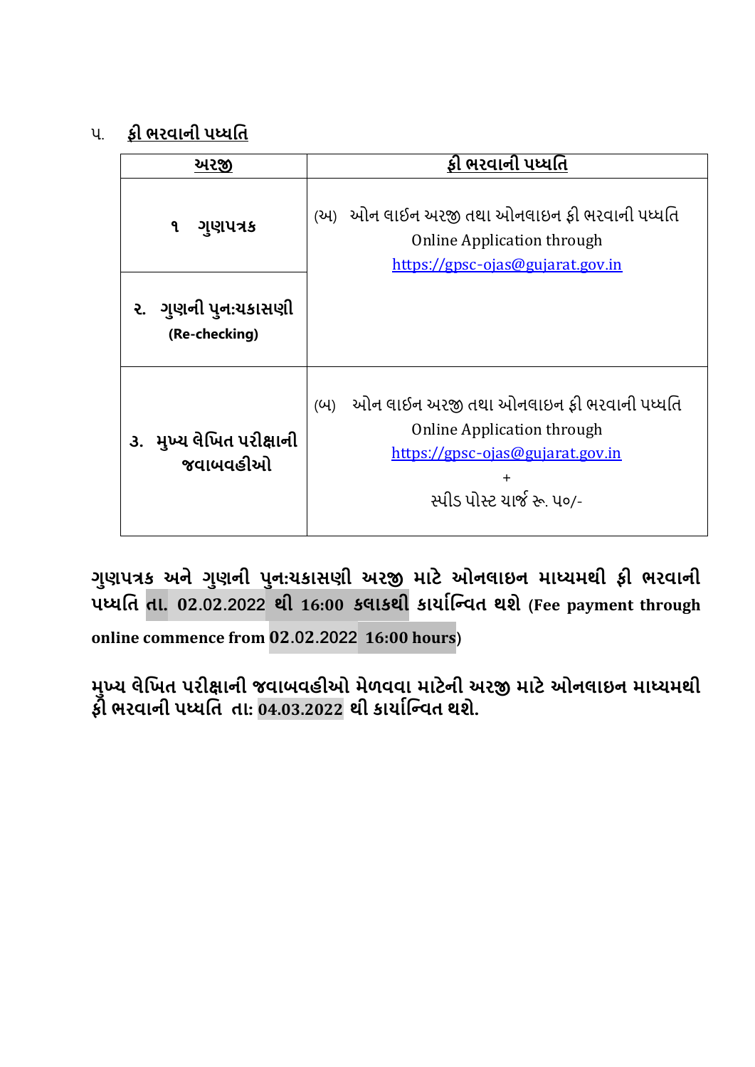૫. **<u>ફી ભરવાની પધ્ધતિ</u>**

| **<u>અરજી</u>** | **<u>ફી ભરવાની પધ્ધતિ</u>** |
|---|---|
| **૧ ગુણપત્રક** | (અ) ઓન લાઈન અરજી તથા ઓનલાઇન ફી ભરવાની પધ્ધતિ Online Application through https://gpsc-ojas@gujarat.gov.in |
| **૨. ગુણની પુન:ચકાસણી (Re-checking)** | |
| **૩. મુખ્ય લેખિત પરીક્ષાની જવાબવહીઓ** | (બ) ઓન લાઈન અરજી તથા ઓનલાઇન ફી ભરવાની પધ્ધતિ Online Application through https://gpsc-ojas@gujarat.gov.in + સ્પીડ પોસ્ટ ચાર્જ રૂ. ૫૦/- |

**ગુણપત્રક અને ગુણની પુન:ચકાસણી અરજી માટે ઓનલાઇન માધ્યમથી ફી ભરવાની પધ્ધતિ તા. 02.02.2022 થી 16:00 કલાકથી કાર્યાન્વિત થશે (Fee payment through online commence from 02.02.2022 16:00 hours)**

**મુખ્ય લેખિત પરીક્ષાની જવાબવહીઓ મેળવવા માટેની અરજી માટે ઓનલાઇન માધ્યમથી ફી ભરવાની પધ્ધતિ તા: 04.03.2022 થી કાર્યાન્વિત થશે.**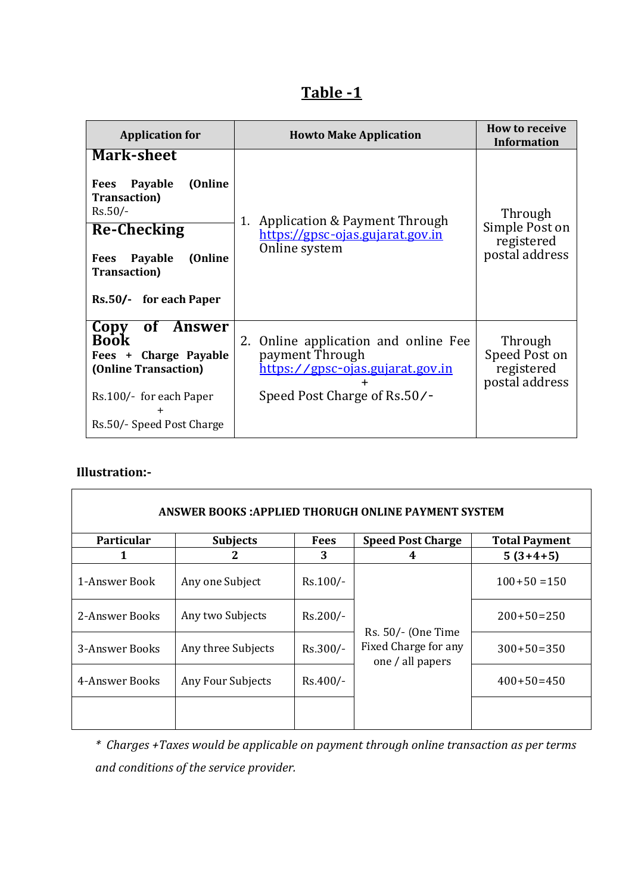## Table -1

| Application for | Howto Make Application | How to receive Information |
|---|---|---|
| **Mark-sheet**<br><br>**Fees Payable (Online Transaction)**<br>Rs.50/- | 1. Application & Payment Through https://gpsc-ojas.gujarat.gov.in Online system | Through Simple Post on registered postal address |
| **Re-Checking**<br><br>**Fees Payable (Online Transaction)**<br><br>**Rs.50/- for each Paper** | | |
| **Copy of Answer Book**<br>**Fees + Charge Payable (Online Transaction)**<br><br>Rs.100/- for each Paper<br>+<br>Rs.50/- Speed Post Charge | 2. Online application and online Fee payment Through https://gpsc-ojas.gujarat.gov.in<br>+<br>Speed Post Charge of Rs.50/- | Through Speed Post on registered postal address |

**Illustration:-**

| ANSWER BOOKS :APPLIED THORUGH ONLINE PAYMENT SYSTEM | | | | |
|---|---|---|---|---|
| **Particular** | **Subjects** | **Fees** | **Speed Post Charge** | **Total Payment** |
| **1** | **2** | **3** | **4** | **5 (3+4+5)** |
| 1-Answer Book | Any one Subject | Rs.100/- | Rs. 50/- (One Time Fixed Charge for any one / all papers | 100+50 =150 |
| 2-Answer Books | Any two Subjects | Rs.200/- | | 200+50=250 |
| 3-Answer Books | Any three Subjects | Rs.300/- | | 300+50=350 |
| 4-Answer Books | Any Four Subjects | Rs.400/- | | 400+50=450 |
| | | | | |

*\* Charges +Taxes would be applicable on payment through online transaction as per terms and conditions of the service provider.*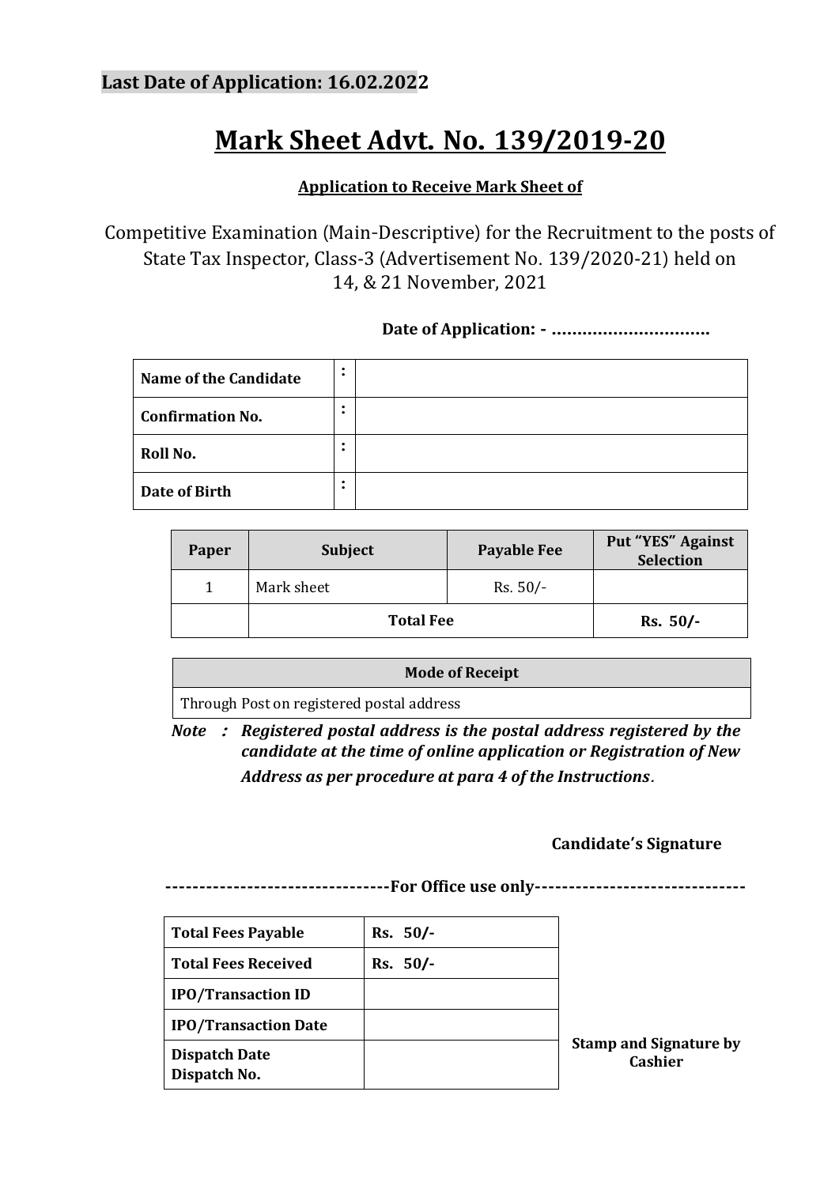**Last Date of Application: 16.02.2022**

# Mark Sheet Advt. No. 139/2019-20

**Application to Receive Mark Sheet of**

Competitive Examination (Main-Descriptive) for the Recruitment to the posts of State Tax Inspector, Class-3 (Advertisement No. 139/2020-21) held on 14, & 21 November, 2021

**Date of Application: - …………………………..**

| | | |
|---|---|---|
| **Name of the Candidate** | : | |
| **Confirmation No.** | : | |
| **Roll No.** | : | |
| **Date of Birth** | : | |

| Paper | Subject | Payable Fee | Put "YES" Against Selection |
|---|---|---|---|
| 1 | Mark sheet | Rs. 50/- | |
| | **Total Fee** | | **Rs. 50/-** |

| Mode of Receipt |
|---|
| Through Post on registered postal address |

***Note : Registered postal address is the postal address registered by the candidate at the time of online application or Registration of New Address as per procedure at para 4 of the Instructions*.**

**Candidate's Signature**

**--------------------------------For Office use only------------------------------**

| | |
|---|---|
| **Total Fees Payable** | **Rs. 50/-** |
| **Total Fees Received** | **Rs. 50/-** |
| **IPO/Transaction ID** | |
| **IPO/Transaction Date** | |
| **Dispatch Date**<br>**Dispatch No.** | |

**Stamp and Signature by Cashier**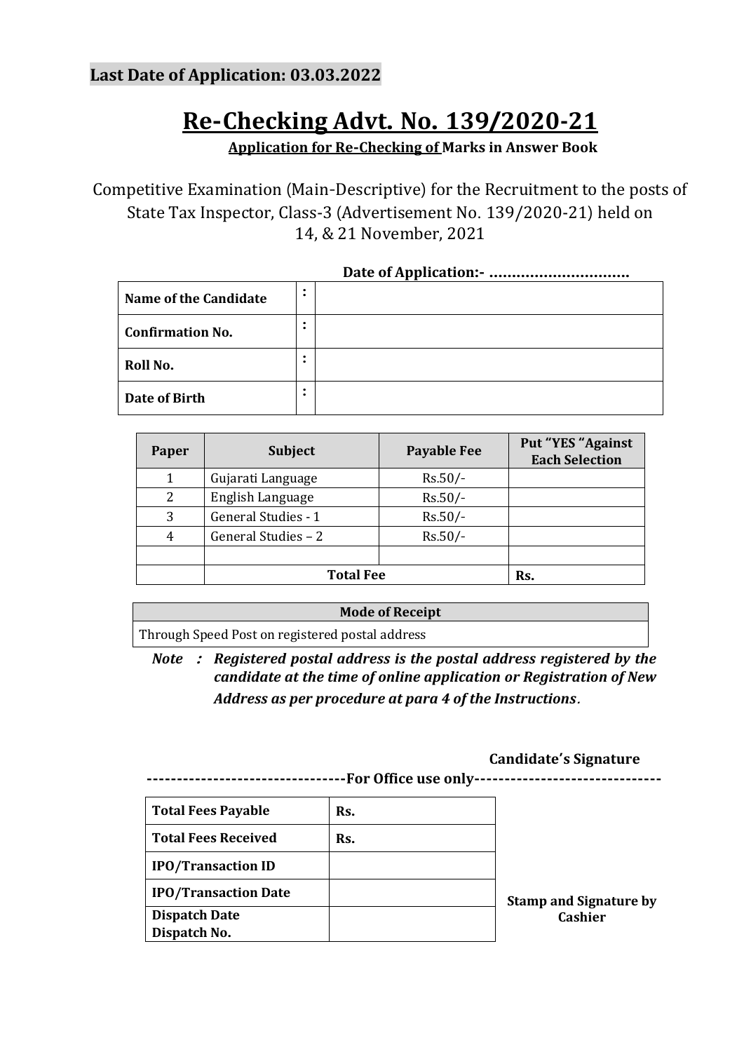**Last Date of Application: 03.03.2022**

# Re-Checking Advt. No. 139/2020-21

**Application for Re-Checking of Marks in Answer Book**

Competitive Examination (Main-Descriptive) for the Recruitment to the posts of State Tax Inspector, Class-3 (Advertisement No. 139/2020-21) held on 14, & 21 November, 2021

**Date of Application:- ………………………….**

| | | |
|---|---|---|
| **Name of the Candidate** | **:** | |
| **Confirmation No.** | **:** | |
| **Roll No.** | **:** | |
| **Date of Birth** | **:** | |

| Paper | Subject | Payable Fee | Put "YES "Against Each Selection |
|---|---|---|---|
| 1 | Gujarati Language | Rs.50/- | |
| 2 | English Language | Rs.50/- | |
| 3 | General Studies - 1 | Rs.50/- | |
| 4 | General Studies – 2 | Rs.50/- | |
| | | | |
| | **Total Fee** | | **Rs.** |

| Mode of Receipt |
|---|
| Through Speed Post on registered postal address |

*Note : Registered postal address is the postal address registered by the candidate at the time of online application or Registration of New Address as per procedure at para 4 of the Instructions.*

**Candidate's Signature**

**--------------------------------For Office use only------------------------------**

| | |
|---|---|
| **Total Fees Payable** | **Rs.** |
| **Total Fees Received** | **Rs.** |
| **IPO/Transaction ID** | |
| **IPO/Transaction Date** | |
| **Dispatch Date**<br>**Dispatch No.** | |

**Stamp and Signature by Cashier**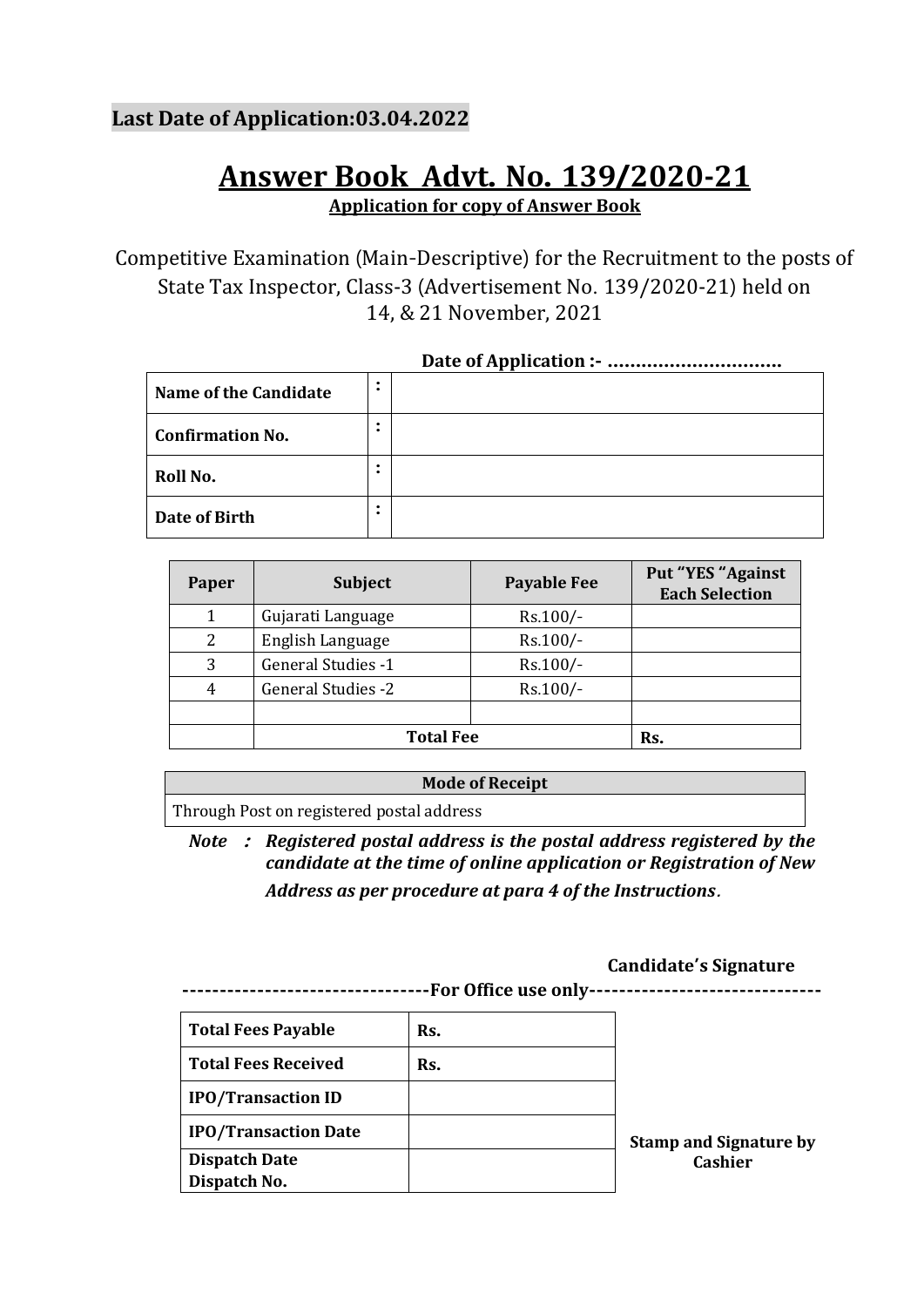**Last Date of Application:03.04.2022**

# Answer Book Advt. No. 139/2020-21

**Application for copy of Answer Book**

Competitive Examination (Main-Descriptive) for the Recruitment to the posts of State Tax Inspector, Class-3 (Advertisement No. 139/2020-21) held on 14, & 21 November, 2021

**Date of Application :- ………………………….**

| | | |
|---|---|---|
| **Name of the Candidate** | **:** | |
| **Confirmation No.** | **:** | |
| **Roll No.** | **:** | |
| **Date of Birth** | **:** | |

| Paper | Subject | Payable Fee | Put "YES "Against Each Selection |
|---|---|---|---|
| 1 | Gujarati Language | Rs.100/- | |
| 2 | English Language | Rs.100/- | |
| 3 | General Studies -1 | Rs.100/- | |
| 4 | General Studies -2 | Rs.100/- | |
| | | | |
| | **Total Fee** | | **Rs.** |

| Mode of Receipt |
|---|
| Through Post on registered postal address |

***Note : Registered postal address is the postal address registered by the candidate at the time of online application or Registration of New Address as per procedure at para 4 of the Instructions*.**

**Candidate's Signature**

**--------------------------------For Office use only------------------------------**

| | | |
|---|---|---|
| **Total Fees Payable** | **Rs.** | |
| **Total Fees Received** | **Rs.** | |
| **IPO/Transaction ID** | | |
| **IPO/Transaction Date** | | **Stamp and Signature by Cashier** |
| **Dispatch Date Dispatch No.** | | |